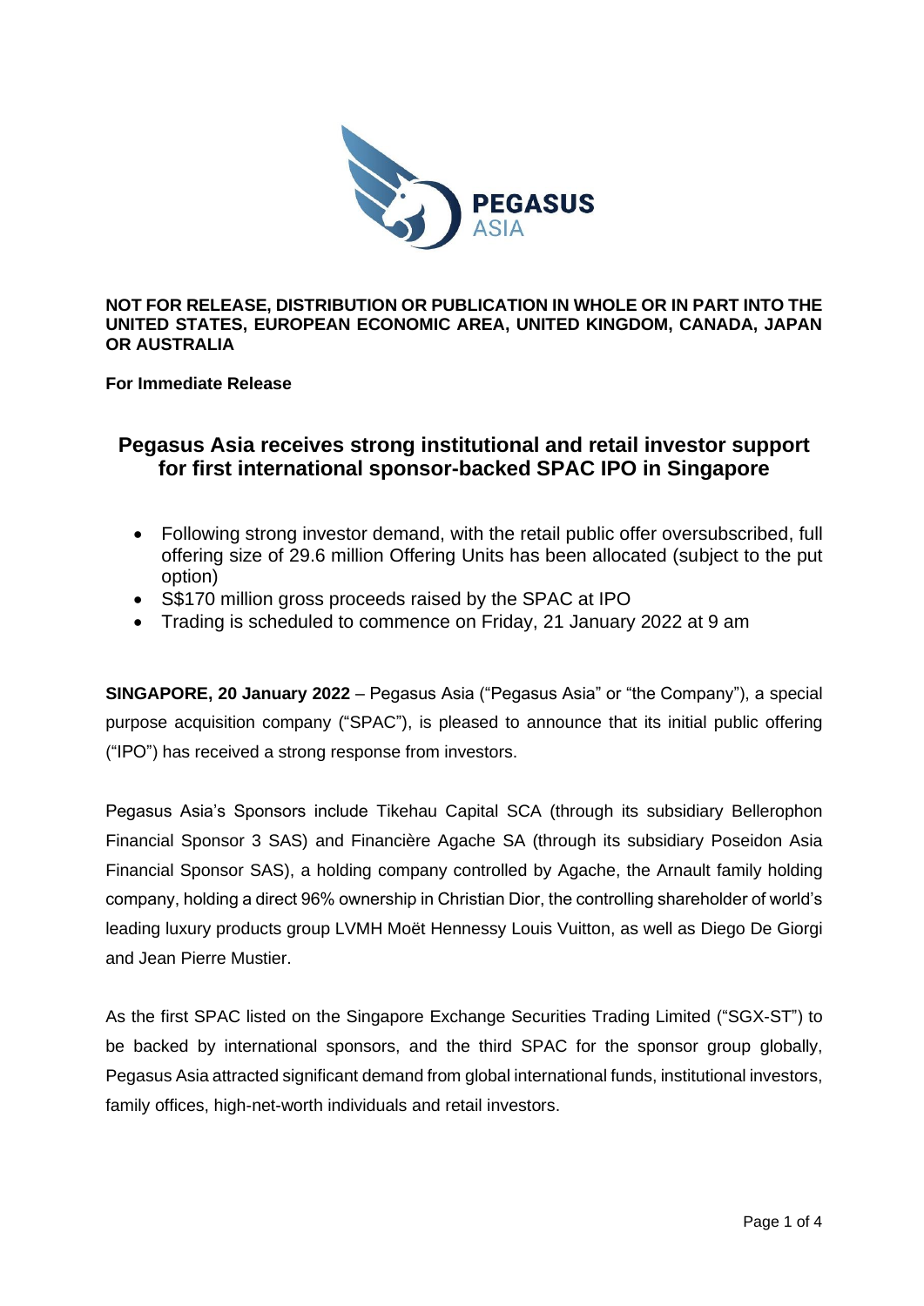**NOT FOR RELEASE, DISTRIBUTION OR PUBLICATION IN WHOLE OR IN PART INTO THE UNITED STATES, EUROPEAN ECONOMIC AREA, UNITED KINGDOM, CANADA, JAPAN OR AUSTRALIA**

**For Immediate Release**

# Pegasus Asia receives strong institutional and retail investor support for first international sponsor-backed SPAC IPO in Singapore

- Following strong investor demand, with the retail public offer oversubscribed, full offering size of 29.6 million Offering Units has been allocated (subject to the put option)
- S$170 million gross proceeds raised by the SPAC at IPO
- Trading is scheduled to commence on Friday, 21 January 2022 at 9 am

**SINGAPORE, 20 January 2022** – Pegasus Asia ("Pegasus Asia" or "the Company"), a special purpose acquisition company ("SPAC"), is pleased to announce that its initial public offering ("IPO") has received a strong response from investors.

Pegasus Asia's Sponsors include Tikehau Capital SCA (through its subsidiary Bellerophon Financial Sponsor 3 SAS) and Financière Agache SA (through its subsidiary Poseidon Asia Financial Sponsor SAS), a holding company controlled by Agache, the Arnault family holding company, holding a direct 96% ownership in Christian Dior, the controlling shareholder of world's leading luxury products group LVMH Moët Hennessy Louis Vuitton, as well as Diego De Giorgi and Jean Pierre Mustier.

As the first SPAC listed on the Singapore Exchange Securities Trading Limited ("SGX-ST") to be backed by international sponsors, and the third SPAC for the sponsor group globally, Pegasus Asia attracted significant demand from global international funds, institutional investors, family offices, high-net-worth individuals and retail investors.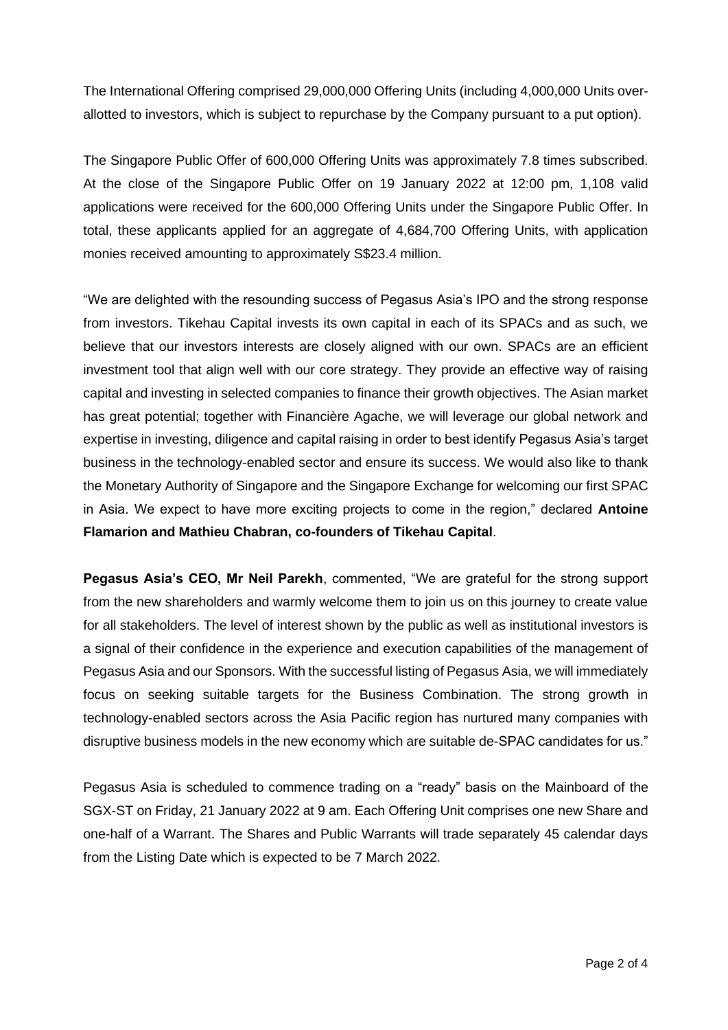The International Offering comprised 29,000,000 Offering Units (including 4,000,000 Units over-allotted to investors, which is subject to repurchase by the Company pursuant to a put option).

The Singapore Public Offer of 600,000 Offering Units was approximately 7.8 times subscribed. At the close of the Singapore Public Offer on 19 January 2022 at 12:00 pm, 1,108 valid applications were received for the 600,000 Offering Units under the Singapore Public Offer. In total, these applicants applied for an aggregate of 4,684,700 Offering Units, with application monies received amounting to approximately S$23.4 million.

"We are delighted with the resounding success of Pegasus Asia's IPO and the strong response from investors. Tikehau Capital invests its own capital in each of its SPACs and as such, we believe that our investors interests are closely aligned with our own. SPACs are an efficient investment tool that align well with our core strategy. They provide an effective way of raising capital and investing in selected companies to finance their growth objectives. The Asian market has great potential; together with Financière Agache, we will leverage our global network and expertise in investing, diligence and capital raising in order to best identify Pegasus Asia's target business in the technology-enabled sector and ensure its success. We would also like to thank the Monetary Authority of Singapore and the Singapore Exchange for welcoming our first SPAC in Asia. We expect to have more exciting projects to come in the region," declared **Antoine Flamarion and Mathieu Chabran, co-founders of Tikehau Capital**.

**Pegasus Asia's CEO, Mr Neil Parekh**, commented, "We are grateful for the strong support from the new shareholders and warmly welcome them to join us on this journey to create value for all stakeholders. The level of interest shown by the public as well as institutional investors is a signal of their confidence in the experience and execution capabilities of the management of Pegasus Asia and our Sponsors. With the successful listing of Pegasus Asia, we will immediately focus on seeking suitable targets for the Business Combination. The strong growth in technology-enabled sectors across the Asia Pacific region has nurtured many companies with disruptive business models in the new economy which are suitable de-SPAC candidates for us."

Pegasus Asia is scheduled to commence trading on a "ready" basis on the Mainboard of the SGX-ST on Friday, 21 January 2022 at 9 am. Each Offering Unit comprises one new Share and one-half of a Warrant. The Shares and Public Warrants will trade separately 45 calendar days from the Listing Date which is expected to be 7 March 2022.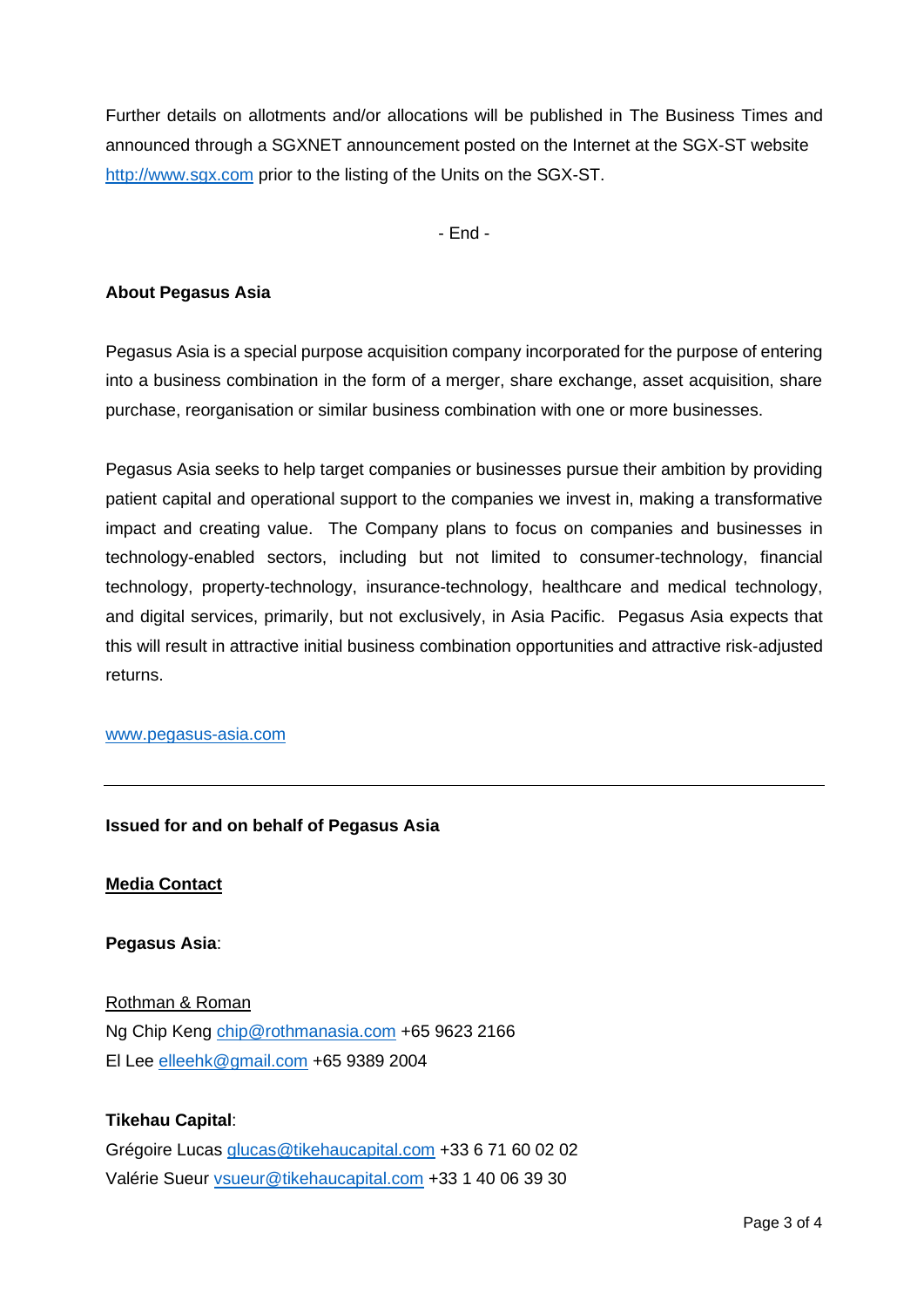Further details on allotments and/or allocations will be published in The Business Times and announced through a SGXNET announcement posted on the Internet at the SGX-ST website http://www.sgx.com prior to the listing of the Units on the SGX-ST.

- End -

**About Pegasus Asia**

Pegasus Asia is a special purpose acquisition company incorporated for the purpose of entering into a business combination in the form of a merger, share exchange, asset acquisition, share purchase, reorganisation or similar business combination with one or more businesses.

Pegasus Asia seeks to help target companies or businesses pursue their ambition by providing patient capital and operational support to the companies we invest in, making a transformative impact and creating value. The Company plans to focus on companies and businesses in technology-enabled sectors, including but not limited to consumer-technology, financial technology, property-technology, insurance-technology, healthcare and medical technology, and digital services, primarily, but not exclusively, in Asia Pacific. Pegasus Asia expects that this will result in attractive initial business combination opportunities and attractive risk-adjusted returns.

www.pegasus-asia.com

---

**Issued for and on behalf of Pegasus Asia**

**Media Contact**

**Pegasus Asia**:

Rothman & Roman
Ng Chip Keng chip@rothmanasia.com +65 9623 2166
El Lee elleehk@gmail.com +65 9389 2004

**Tikehau Capital**:
Grégoire Lucas glucas@tikehaucapital.com +33 6 71 60 02 02
Valérie Sueur vsueur@tikehaucapital.com +33 1 40 06 39 30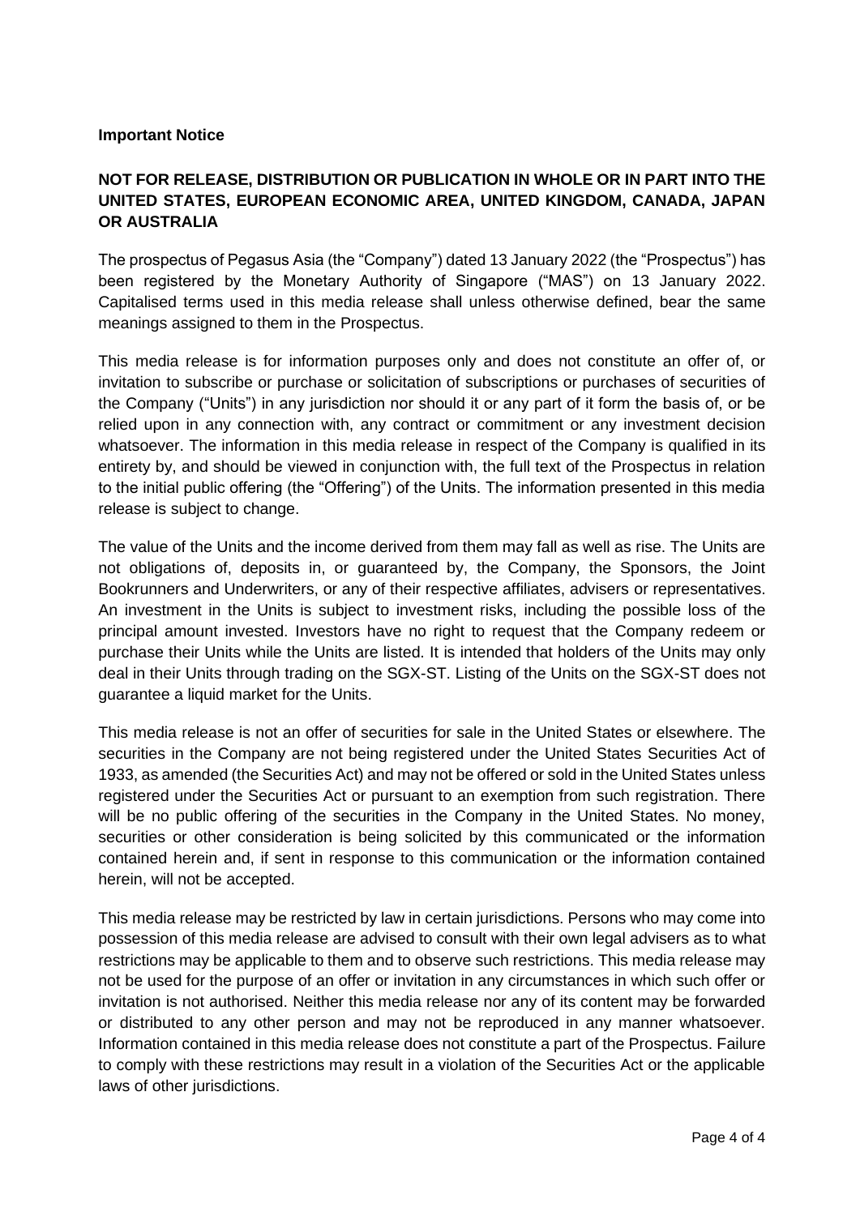**Important Notice**

**NOT FOR RELEASE, DISTRIBUTION OR PUBLICATION IN WHOLE OR IN PART INTO THE UNITED STATES, EUROPEAN ECONOMIC AREA, UNITED KINGDOM, CANADA, JAPAN OR AUSTRALIA**

The prospectus of Pegasus Asia (the "Company") dated 13 January 2022 (the "Prospectus") has been registered by the Monetary Authority of Singapore ("MAS") on 13 January 2022. Capitalised terms used in this media release shall unless otherwise defined, bear the same meanings assigned to them in the Prospectus.

This media release is for information purposes only and does not constitute an offer of, or invitation to subscribe or purchase or solicitation of subscriptions or purchases of securities of the Company ("Units") in any jurisdiction nor should it or any part of it form the basis of, or be relied upon in any connection with, any contract or commitment or any investment decision whatsoever. The information in this media release in respect of the Company is qualified in its entirety by, and should be viewed in conjunction with, the full text of the Prospectus in relation to the initial public offering (the "Offering") of the Units. The information presented in this media release is subject to change.

The value of the Units and the income derived from them may fall as well as rise. The Units are not obligations of, deposits in, or guaranteed by, the Company, the Sponsors, the Joint Bookrunners and Underwriters, or any of their respective affiliates, advisers or representatives. An investment in the Units is subject to investment risks, including the possible loss of the principal amount invested. Investors have no right to request that the Company redeem or purchase their Units while the Units are listed. It is intended that holders of the Units may only deal in their Units through trading on the SGX-ST. Listing of the Units on the SGX-ST does not guarantee a liquid market for the Units.

This media release is not an offer of securities for sale in the United States or elsewhere. The securities in the Company are not being registered under the United States Securities Act of 1933, as amended (the Securities Act) and may not be offered or sold in the United States unless registered under the Securities Act or pursuant to an exemption from such registration. There will be no public offering of the securities in the Company in the United States. No money, securities or other consideration is being solicited by this communicated or the information contained herein and, if sent in response to this communication or the information contained herein, will not be accepted.

This media release may be restricted by law in certain jurisdictions. Persons who may come into possession of this media release are advised to consult with their own legal advisers as to what restrictions may be applicable to them and to observe such restrictions. This media release may not be used for the purpose of an offer or invitation in any circumstances in which such offer or invitation is not authorised. Neither this media release nor any of its content may be forwarded or distributed to any other person and may not be reproduced in any manner whatsoever. Information contained in this media release does not constitute a part of the Prospectus. Failure to comply with these restrictions may result in a violation of the Securities Act or the applicable laws of other jurisdictions.